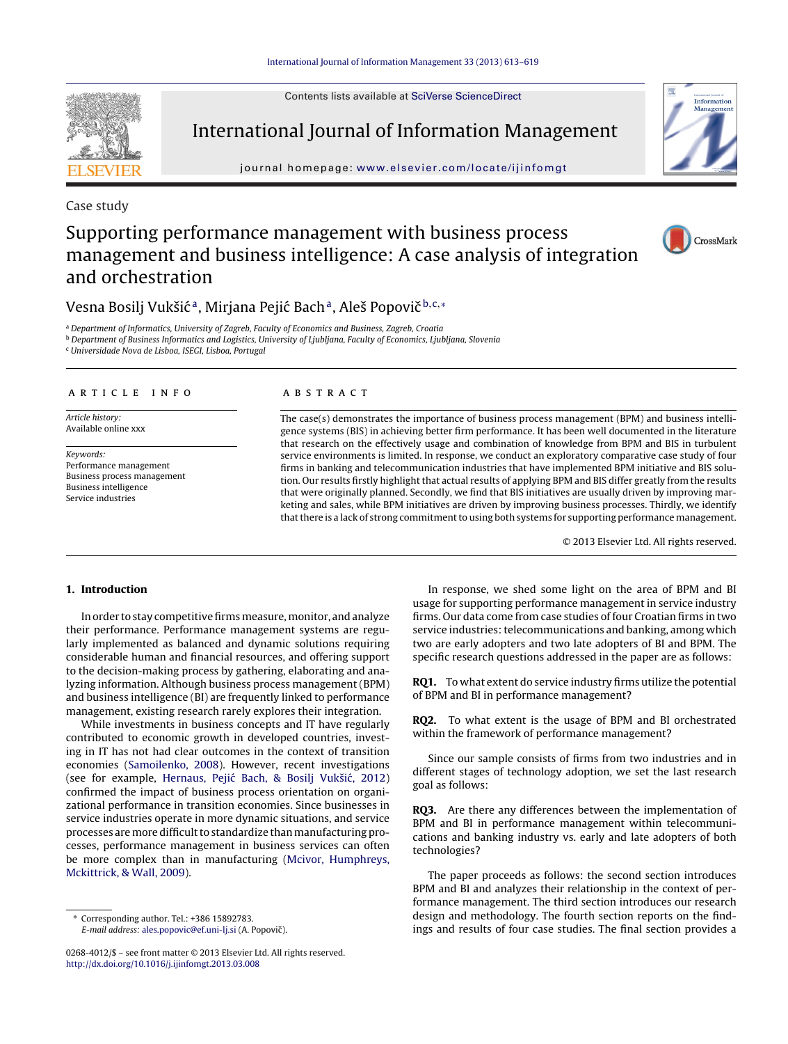Contents lists available at SciVerse ScienceDirect

International Journal of Information Management

journal homepage: www.elsevier.com/locate/ijinfomgt

Case study

# Supporting performance management with business process management and business intelligence: A case analysis of integration and orchestration

Vesna Bosilj Vukšić[a], Mirjana Pejić Bach[a], Aleš Popovič[b,c,*]

[a] Department of Informatics, University of Zagreb, Faculty of Economics and Business, Zagreb, Croatia
[b] Department of Business Informatics and Logistics, University of Ljubljana, Faculty of Economics, Ljubljana, Slovenia
[c] Universidade Nova de Lisboa, ISEGI, Lisboa, Portugal

**ARTICLE INFO**

*Article history:*
Available online xxx

*Keywords:*
Performance management
Business process management
Business intelligence
Service industries

**ABSTRACT**

The case(s) demonstrates the importance of business process management (BPM) and business intelligence systems (BIS) in achieving better firm performance. It has been well documented in the literature that research on the effectively usage and combination of knowledge from BPM and BIS in turbulent service environments is limited. In response, we conduct an exploratory comparative case study of four firms in banking and telecommunication industries that have implemented BPM initiative and BIS solution. Our results firstly highlight that actual results of applying BPM and BIS differ greatly from the results that were originally planned. Secondly, we find that BIS initiatives are usually driven by improving marketing and sales, while BPM initiatives are driven by improving business processes. Thirdly, we identify that there is a lack of strong commitment to using both systems for supporting performance management.

© 2013 Elsevier Ltd. All rights reserved.

## 1. Introduction

In order to stay competitive firms measure, monitor, and analyze their performance. Performance management systems are regularly implemented as balanced and dynamic solutions requiring considerable human and financial resources, and offering support to the decision-making process by gathering, elaborating and analyzing information. Although business process management (BPM) and business intelligence (BI) are frequently linked to performance management, existing research rarely explores their integration.

While investments in business concepts and IT have regularly contributed to economic growth in developed countries, investing in IT has not had clear outcomes in the context of transition economies (Samoilenko, 2008). However, recent investigations (see for example, Hernaus, Pejić Bach, & Bosilj Vukšić, 2012) confirmed the impact of business process orientation on organizational performance in transition economies. Since businesses in service industries operate in more dynamic situations, and service processes are more difficult to standardize than manufacturing processes, performance management in business services can often be more complex than in manufacturing (Mcivor, Humphreys, Mckittrick, & Wall, 2009).

In response, we shed some light on the area of BPM and BI usage for supporting performance management in service industry firms. Our data come from case studies of four Croatian firms in two service industries: telecommunications and banking, among which two are early adopters and two late adopters of BI and BPM. The specific research questions addressed in the paper are as follows:

**RQ1.** To what extent do service industry firms utilize the potential of BPM and BI in performance management?

**RQ2.** To what extent is the usage of BPM and BI orchestrated within the framework of performance management?

Since our sample consists of firms from two industries and in different stages of technology adoption, we set the last research goal as follows:

**RQ3.** Are there any differences between the implementation of BPM and BI in performance management within telecommunications and banking industry vs. early and late adopters of both technologies?

The paper proceeds as follows: the second section introduces BPM and BI and analyzes their relationship in the context of performance management. The third section introduces our research design and methodology. The fourth section reports on the findings and results of four case studies. The final section provides a

* Corresponding author. Tel.: +386 15892783.
*E-mail address:* ales.popovic@ef.uni-lj.si (A. Popovič).

0268-4012/$ – see front matter © 2013 Elsevier Ltd. All rights reserved.
http://dx.doi.org/10.1016/j.ijinfomgt.2013.03.008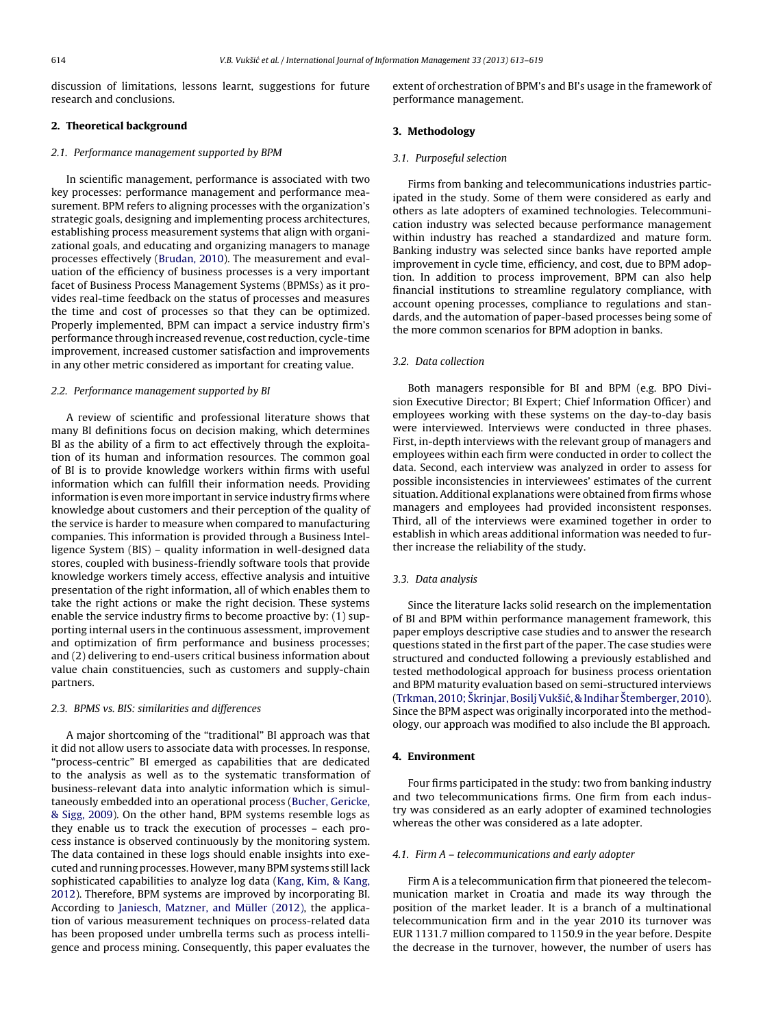discussion of limitations, lessons learnt, suggestions for future research and conclusions.

## 2. Theoretical background

### 2.1. Performance management supported by BPM

In scientific management, performance is associated with two key processes: performance management and performance measurement. BPM refers to aligning processes with the organization's strategic goals, designing and implementing process architectures, establishing process measurement systems that align with organizational goals, and educating and organizing managers to manage processes effectively (Brudan, 2010). The measurement and evaluation of the efficiency of business processes is a very important facet of Business Process Management Systems (BPMSs) as it provides real-time feedback on the status of processes and measures the time and cost of processes so that they can be optimized. Properly implemented, BPM can impact a service industry firm's performance through increased revenue, cost reduction, cycle-time improvement, increased customer satisfaction and improvements in any other metric considered as important for creating value.

### 2.2. Performance management supported by BI

A review of scientific and professional literature shows that many BI definitions focus on decision making, which determines BI as the ability of a firm to act effectively through the exploitation of its human and information resources. The common goal of BI is to provide knowledge workers within firms with useful information which can fulfill their information needs. Providing information is even more important in service industry firms where knowledge about customers and their perception of the quality of the service is harder to measure when compared to manufacturing companies. This information is provided through a Business Intelligence System (BIS) – quality information in well-designed data stores, coupled with business-friendly software tools that provide knowledge workers timely access, effective analysis and intuitive presentation of the right information, all of which enables them to take the right actions or make the right decision. These systems enable the service industry firms to become proactive by: (1) supporting internal users in the continuous assessment, improvement and optimization of firm performance and business processes; and (2) delivering to end-users critical business information about value chain constituencies, such as customers and supply-chain partners.

### 2.3. BPMS vs. BIS: similarities and differences

A major shortcoming of the "traditional" BI approach was that it did not allow users to associate data with processes. In response, "process-centric" BI emerged as capabilities that are dedicated to the analysis as well as to the systematic transformation of business-relevant data into analytic information which is simultaneously embedded into an operational process (Bucher, Gericke, & Sigg, 2009). On the other hand, BPM systems resemble logs as they enable us to track the execution of processes – each process instance is observed continuously by the monitoring system. The data contained in these logs should enable insights into executed and running processes. However, many BPM systems still lack sophisticated capabilities to analyze log data (Kang, Kim, & Kang, 2012). Therefore, BPM systems are improved by incorporating BI. According to Janiesch, Matzner, and Müller (2012), the application of various measurement techniques on process-related data has been proposed under umbrella terms such as process intelligence and process mining. Consequently, this paper evaluates the extent of orchestration of BPM's and BI's usage in the framework of performance management.

## 3. Methodology

### 3.1. Purposeful selection

Firms from banking and telecommunications industries participated in the study. Some of them were considered as early and others as late adopters of examined technologies. Telecommunication industry was selected because performance management within industry has reached a standardized and mature form. Banking industry was selected since banks have reported ample improvement in cycle time, efficiency, and cost, due to BPM adoption. In addition to process improvement, BPM can also help financial institutions to streamline regulatory compliance, with account opening processes, compliance to regulations and standards, and the automation of paper-based processes being some of the more common scenarios for BPM adoption in banks.

### 3.2. Data collection

Both managers responsible for BI and BPM (e.g. BPO Division Executive Director; BI Expert; Chief Information Officer) and employees working with these systems on the day-to-day basis were interviewed. Interviews were conducted in three phases. First, in-depth interviews with the relevant group of managers and employees within each firm were conducted in order to collect the data. Second, each interview was analyzed in order to assess for possible inconsistencies in interviewees' estimates of the current situation. Additional explanations were obtained from firms whose managers and employees had provided inconsistent responses. Third, all of the interviews were examined together in order to establish in which areas additional information was needed to further increase the reliability of the study.

### 3.3. Data analysis

Since the literature lacks solid research on the implementation of BI and BPM within performance management framework, this paper employs descriptive case studies and to answer the research questions stated in the first part of the paper. The case studies were structured and conducted following a previously established and tested methodological approach for business process orientation and BPM maturity evaluation based on semi-structured interviews (Trkman, 2010; Škrinjar, Bosilj Vukšić, & Indihar Štemberger, 2010). Since the BPM aspect was originally incorporated into the methodology, our approach was modified to also include the BI approach.

## 4. Environment

Four firms participated in the study: two from banking industry and two telecommunications firms. One firm from each industry was considered as an early adopter of examined technologies whereas the other was considered as a late adopter.

### 4.1. Firm A – telecommunications and early adopter

Firm A is a telecommunication firm that pioneered the telecommunication market in Croatia and made its way through the position of the market leader. It is a branch of a multinational telecommunication firm and in the year 2010 its turnover was EUR 1131.7 million compared to 1150.9 in the year before. Despite the decrease in the turnover, however, the number of users has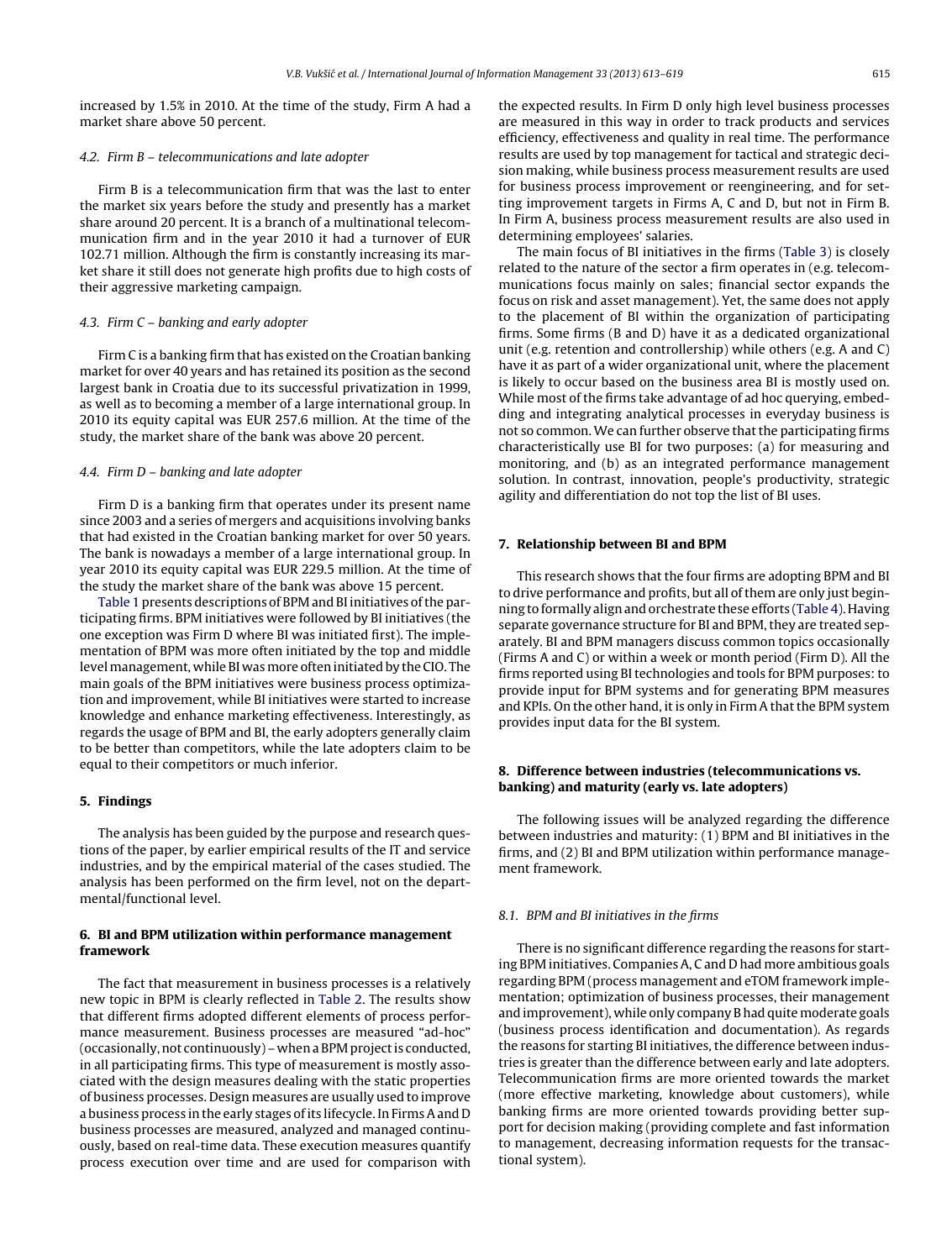increased by 1.5% in 2010. At the time of the study, Firm A had a market share above 50 percent.

### 4.2. Firm B – telecommunications and late adopter

Firm B is a telecommunication firm that was the last to enter the market six years before the study and presently has a market share around 20 percent. It is a branch of a multinational telecommunication firm and in the year 2010 it had a turnover of EUR 102.71 million. Although the firm is constantly increasing its market share it still does not generate high profits due to high costs of their aggressive marketing campaign.

### 4.3. Firm C – banking and early adopter

Firm C is a banking firm that has existed on the Croatian banking market for over 40 years and has retained its position as the second largest bank in Croatia due to its successful privatization in 1999, as well as to becoming a member of a large international group. In 2010 its equity capital was EUR 257.6 million. At the time of the study, the market share of the bank was above 20 percent.

### 4.4. Firm D – banking and late adopter

Firm D is a banking firm that operates under its present name since 2003 and a series of mergers and acquisitions involving banks that had existed in the Croatian banking market for over 50 years. The bank is nowadays a member of a large international group. In year 2010 its equity capital was EUR 229.5 million. At the time of the study the market share of the bank was above 15 percent.

Table 1 presents descriptions of BPM and BI initiatives of the participating firms. BPM initiatives were followed by BI initiatives (the one exception was Firm D where BI was initiated first). The implementation of BPM was more often initiated by the top and middle level management, while BI was more often initiated by the CIO. The main goals of the BPM initiatives were business process optimization and improvement, while BI initiatives were started to increase knowledge and enhance marketing effectiveness. Interestingly, as regards the usage of BPM and BI, the early adopters generally claim to be better than competitors, while the late adopters claim to be equal to their competitors or much inferior.

## 5. Findings

The analysis has been guided by the purpose and research questions of the paper, by earlier empirical results of the IT and service industries, and by the empirical material of the cases studied. The analysis has been performed on the firm level, not on the departmental/functional level.

## 6. BI and BPM utilization within performance management framework

The fact that measurement in business processes is a relatively new topic in BPM is clearly reflected in Table 2. The results show that different firms adopted different elements of process performance measurement. Business processes are measured "ad-hoc" (occasionally, not continuously) – when a BPM project is conducted, in all participating firms. This type of measurement is mostly associated with the design measures dealing with the static properties of business processes. Design measures are usually used to improve a business process in the early stages of its lifecycle. In Firms A and D business processes are measured, analyzed and managed continuously, based on real-time data. These execution measures quantify process execution over time and are used for comparison with the expected results. In Firm D only high level business processes are measured in this way in order to track products and services efficiency, effectiveness and quality in real time. The performance results are used by top management for tactical and strategic decision making, while business process measurement results are used for business process improvement or reengineering, and for setting improvement targets in Firms A, C and D, but not in Firm B. In Firm A, business process measurement results are also used in determining employees' salaries.

The main focus of BI initiatives in the firms (Table 3) is closely related to the nature of the sector a firm operates in (e.g. telecommunications focus mainly on sales; financial sector expands the focus on risk and asset management). Yet, the same does not apply to the placement of BI within the organization of participating firms. Some firms (B and D) have it as a dedicated organizational unit (e.g. retention and controllership) while others (e.g. A and C) have it as part of a wider organizational unit, where the placement is likely to occur based on the business area BI is mostly used on. While most of the firms take advantage of ad hoc querying, embedding and integrating analytical processes in everyday business is not so common. We can further observe that the participating firms characteristically use BI for two purposes: (a) for measuring and monitoring, and (b) as an integrated performance management solution. In contrast, innovation, people's productivity, strategic agility and differentiation do not top the list of BI uses.

## 7. Relationship between BI and BPM

This research shows that the four firms are adopting BPM and BI to drive performance and profits, but all of them are only just beginning to formally align and orchestrate these efforts (Table 4). Having separate governance structure for BI and BPM, they are treated separately. BI and BPM managers discuss common topics occasionally (Firms A and C) or within a week or month period (Firm D). All the firms reported using BI technologies and tools for BPM purposes: to provide input for BPM systems and for generating BPM measures and KPIs. On the other hand, it is only in Firm A that the BPM system provides input data for the BI system.

## 8. Difference between industries (telecommunications vs. banking) and maturity (early vs. late adopters)

The following issues will be analyzed regarding the difference between industries and maturity: (1) BPM and BI initiatives in the firms, and (2) BI and BPM utilization within performance management framework.

### 8.1. BPM and BI initiatives in the firms

There is no significant difference regarding the reasons for starting BPM initiatives. Companies A, C and D had more ambitious goals regarding BPM (process management and eTOM framework implementation; optimization of business processes, their management and improvement), while only company B had quite moderate goals (business process identification and documentation). As regards the reasons for starting BI initiatives, the difference between industries is greater than the difference between early and late adopters. Telecommunication firms are more oriented towards the market (more effective marketing, knowledge about customers), while banking firms are more oriented towards providing better support for decision making (providing complete and fast information to management, decreasing information requests for the transactional system).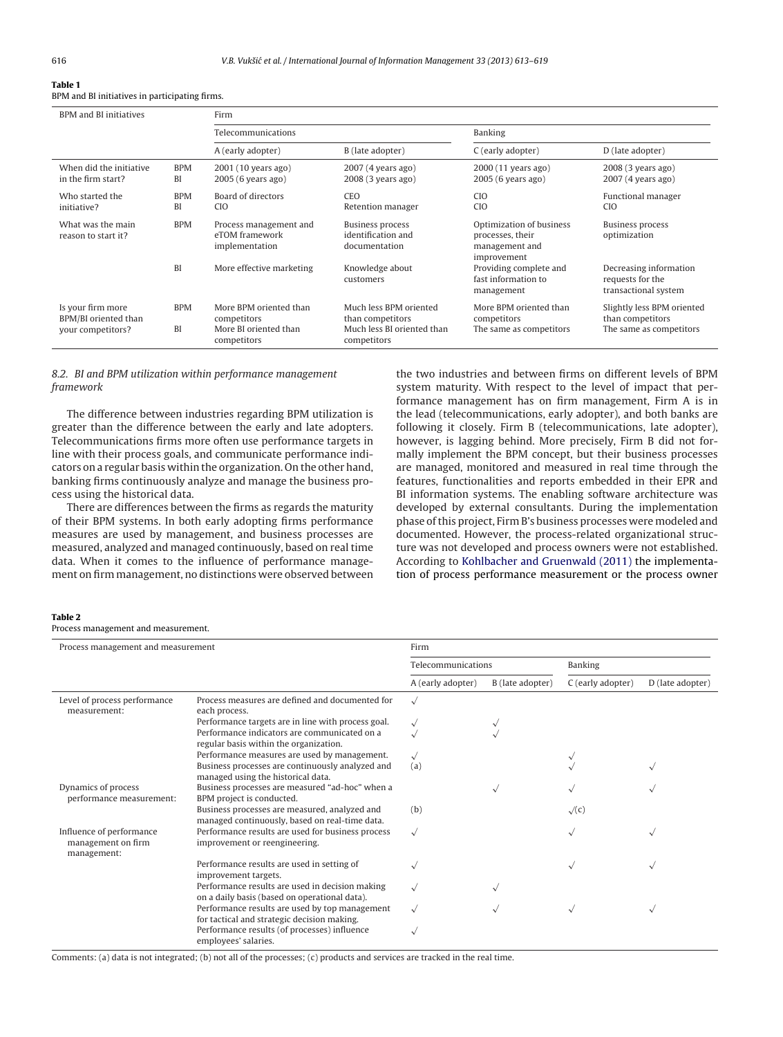**Table 1**
BPM and BI initiatives in participating firms.

| BPM and BI initiatives | | Firm | | | |
|---|---|---|---|---|---|
| | | Telecommunications | | Banking | |
| | | A (early adopter) | B (late adopter) | C (early adopter) | D (late adopter) |
| When did the initiative in the firm start? | BPM | 2001 (10 years ago) | 2007 (4 years ago) | 2000 (11 years ago) | 2008 (3 years ago) |
| | BI | 2005 (6 years ago) | 2008 (3 years ago) | 2005 (6 years ago) | 2007 (4 years ago) |
| Who started the initiative? | BPM | Board of directors | CEO | CIO | Functional manager |
| | BI | CIO | Retention manager | CIO | CIO |
| What was the main reason to start it? | BPM | Process management and eTOM framework implementation | Business process identification and documentation | Optimization of business processes, their management and improvement | Business process optimization |
| | BI | More effective marketing | Knowledge about customers | Providing complete and fast information to management | Decreasing information requests for the transactional system |
| Is your firm more BPM/BI oriented than your competitors? | BPM | More BPM oriented than competitors | Much less BPM oriented than competitors | More BPM oriented than competitors | Slightly less BPM oriented than competitors |
| | BI | More BI oriented than competitors | Much less BI oriented than competitors | The same as competitors | The same as competitors |

### 8.2. BI and BPM utilization within performance management framework

The difference between industries regarding BPM utilization is greater than the difference between the early and late adopters. Telecommunications firms more often use performance targets in line with their process goals, and communicate performance indicators on a regular basis within the organization. On the other hand, banking firms continuously analyze and manage the business process using the historical data.

There are differences between the firms as regards the maturity of their BPM systems. In both early adopting firms performance measures are used by management, and business processes are measured, analyzed and managed continuously, based on real time data. When it comes to the influence of performance management on firm management, no distinctions were observed between the two industries and between firms on different levels of BPM system maturity. With respect to the level of impact that performance management has on firm management, Firm A is in the lead (telecommunications, early adopter), and both banks are following it closely. Firm B (telecommunications, late adopter), however, is lagging behind. More precisely, Firm B did not formally implement the BPM concept, but their business processes are managed, monitored and measured in real time through the features, functionalities and reports embedded in their EPR and BI information systems. The enabling software architecture was developed by external consultants. During the implementation phase of this project, Firm B's business processes were modeled and documented. However, the process-related organizational structure was not developed and process owners were not established. According to Kohlbacher and Gruenwald (2011) the implementation of process performance measurement or the process owner

**Table 2**
Process management and measurement.

| Process management and measurement | | Firm | | | |
|---|---|---|---|---|---|
| | | Telecommunications | | Banking | |
| | | A (early adopter) | B (late adopter) | C (early adopter) | D (late adopter) |
| Level of process performance measurement: | Process measures are defined and documented for each process. | √ | | | |
| | Performance targets are in line with process goal. | √ | √ | | |
| | Performance indicators are communicated on a regular basis within the organization. | √ | √ | | |
| | Performance measures are used by management. | √ | | √ | |
| | Business processes are continuously analyzed and managed using the historical data. | (a) | | √ | √ |
| Dynamics of process performance measurement: | Business processes are measured "ad-hoc" when a BPM project is conducted. | | √ | √ | √ |
| | Business processes are measured, analyzed and managed continuously, based on real-time data. | (b) | | √(c) | |
| Influence of performance management on firm management: | Performance results are used for business process improvement or reengineering. | √ | | √ | √ |
| | Performance results are used in setting of improvement targets. | √ | | √ | √ |
| | Performance results are used in decision making on a daily basis (based on operational data). | √ | √ | | |
| | Performance results are used by top management for tactical and strategic decision making. | √ | √ | √ | √ |
| | Performance results (of processes) influence employees' salaries. | √ | | | |

Comments: (a) data is not integrated; (b) not all of the processes; (c) products and services are tracked in the real time.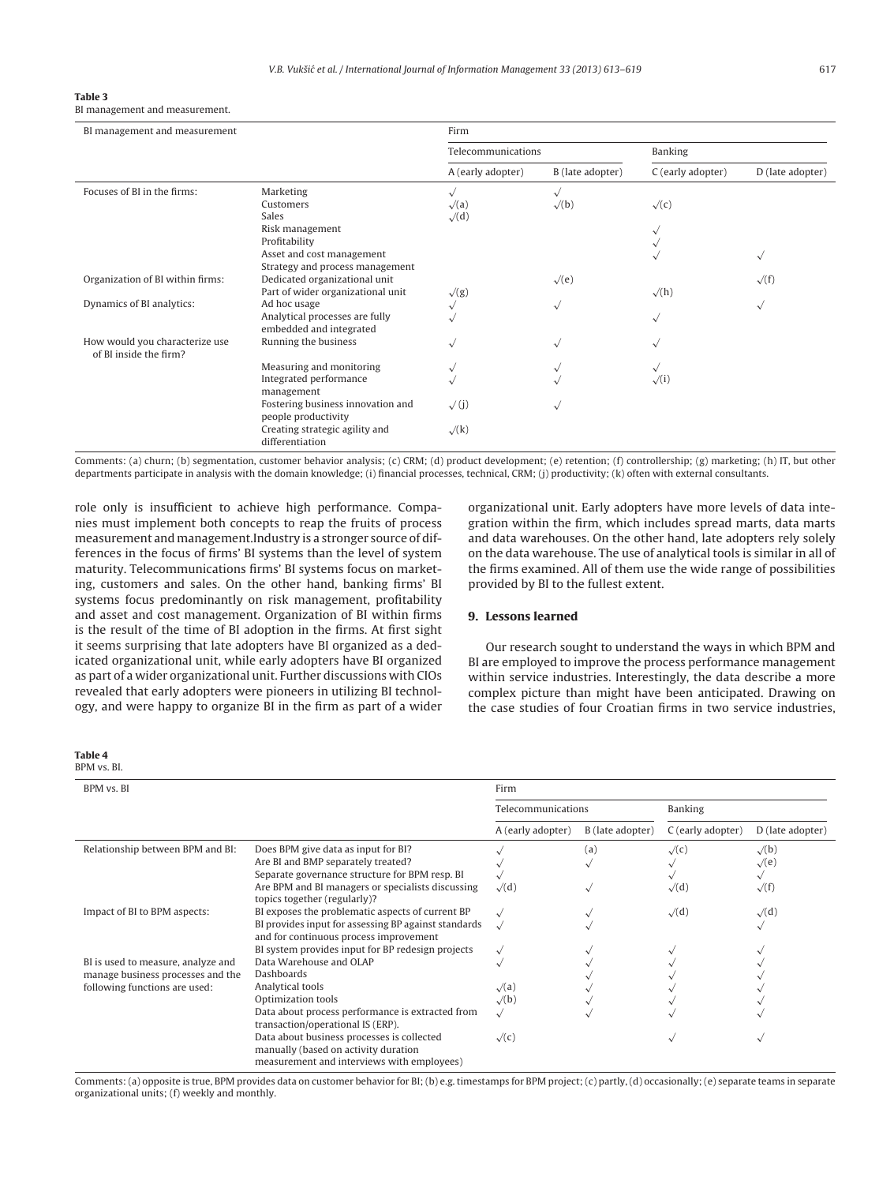**Table 3**
BI management and measurement.

| BI management and measurement | | Firm | | | |
|---|---|---|---|---|---|
| | | Telecommunications | | Banking | |
| | | A (early adopter) | B (late adopter) | C (early adopter) | D (late adopter) |
| Focuses of BI in the firms: | Marketing | √ | √ | | |
| | Customers | √(a) | √(b) | √(c) | |
| | Sales | √(d) | | | |
| | Risk management | | | √ | |
| | Profitability | | | √ | |
| | Asset and cost management | | | √ | √ |
| | Strategy and process management | | | | |
| Organization of BI within firms: | Dedicated organizational unit | | √(e) | | √(f) |
| | Part of wider organizational unit | √(g) | | √(h) | |
| Dynamics of BI analytics: | Ad hoc usage | √ | √ | | √ |
| | Analytical processes are fully embedded and integrated | √ | | √ | |
| How would you characterize use of BI inside the firm? | Running the business | √ | √ | √ | |
| | Measuring and monitoring | √ | √ | √ | |
| | Integrated performance management | √ | √ | √(i) | |
| | Fostering business innovation and people productivity | √(j) | √ | | |
| | Creating strategic agility and differentiation | √(k) | | | |

Comments: (a) churn; (b) segmentation, customer behavior analysis; (c) CRM; (d) product development; (e) retention; (f) controllership; (g) marketing; (h) IT, but other departments participate in analysis with the domain knowledge; (i) financial processes, technical, CRM; (j) productivity; (k) often with external consultants.

role only is insufficient to achieve high performance. Companies must implement both concepts to reap the fruits of process measurement and management.Industry is a stronger source of differences in the focus of firms' BI systems than the level of system maturity. Telecommunications firms' BI systems focus on marketing, customers and sales. On the other hand, banking firms' BI systems focus predominantly on risk management, profitability and asset and cost management. Organization of BI within firms is the result of the time of BI adoption in the firms. At first sight it seems surprising that late adopters have BI organized as a dedicated organizational unit, while early adopters have BI organized as part of a wider organizational unit. Further discussions with CIOs revealed that early adopters were pioneers in utilizing BI technology, and were happy to organize BI in the firm as part of a wider organizational unit. Early adopters have more levels of data integration within the firm, which includes spread marts, data marts and data warehouses. On the other hand, late adopters rely solely on the data warehouse. The use of analytical tools is similar in all of the firms examined. All of them use the wide range of possibilities provided by BI to the fullest extent.

## 9. Lessons learned

Our research sought to understand the ways in which BPM and BI are employed to improve the process performance management within service industries. Interestingly, the data describe a more complex picture than might have been anticipated. Drawing on the case studies of four Croatian firms in two service industries,

**Table 4**
BPM vs. BI.

| BPM vs. BI | | Firm | | | |
|---|---|---|---|---|---|
| | | Telecommunications | | Banking | |
| | | A (early adopter) | B (late adopter) | C (early adopter) | D (late adopter) |
| Relationship between BPM and BI: | Does BPM give data as input for BI? | √ | (a) | √(c) | √(b) |
| | Are BI and BMP separately treated? | √ | √ | √ | √(e) |
| | Separate governance structure for BPM resp. BI | √ | | √ | √ |
| | Are BPM and BI managers or specialists discussing topics together (regularly)? | √(d) | √ | √(d) | √(f) |
| Impact of BI to BPM aspects: | BI exposes the problematic aspects of current BP | √ | √ | √(d) | √(d) |
| | BI provides input for assessing BP against standards and for continuous process improvement | √ | √ | | √ |
| | BI system provides input for BP redesign projects | √ | √ | √ | √ |
| BI is used to measure, analyze and manage business processes and the following functions are used: | Data Warehouse and OLAP | √ | √ | √ | √ |
| | Dashboards | | √ | √ | √ |
| | Analytical tools | √(a) | √ | √ | √ |
| | Optimization tools | √(b) | √ | √ | √ |
| | Data about process performance is extracted from transaction/operational IS (ERP). | √ | √ | √ | √ |
| | Data about business processes is collected manually (based on activity duration measurement and interviews with employees) | √(c) | | √ | √ |

Comments: (a) opposite is true, BPM provides data on customer behavior for BI; (b) e.g. timestamps for BPM project; (c) partly, (d) occasionally; (e) separate teams in separate organizational units; (f) weekly and monthly.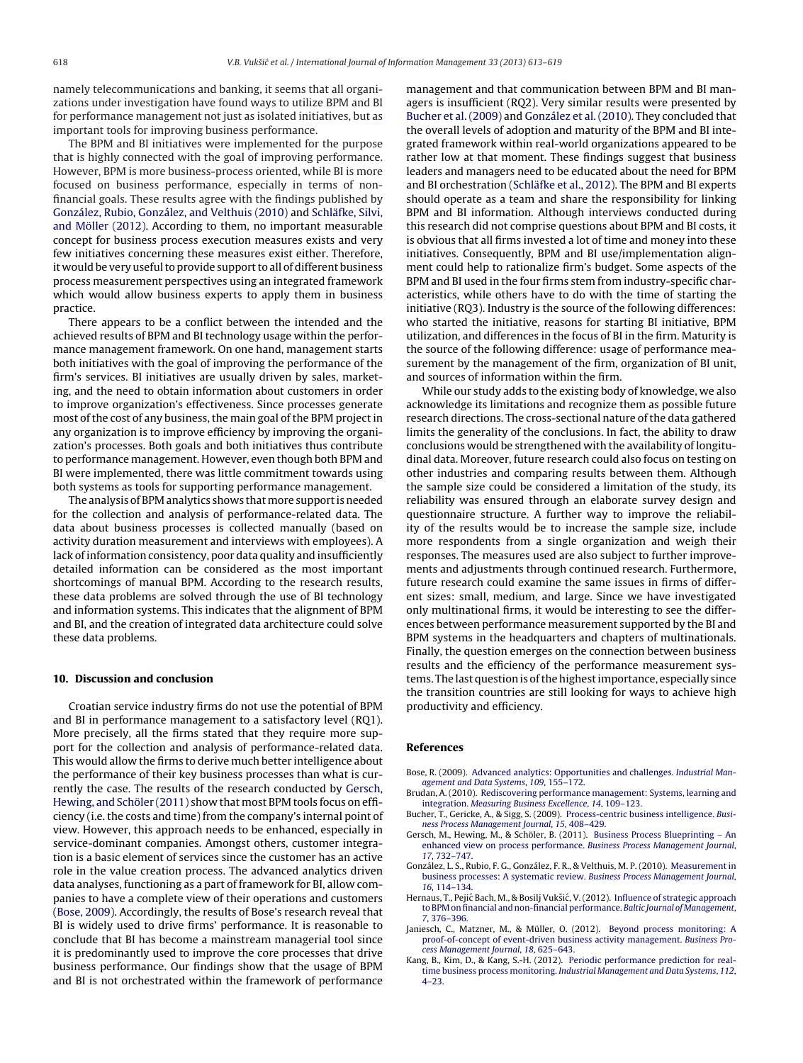namely telecommunications and banking, it seems that all organizations under investigation have found ways to utilize BPM and BI for performance management not just as isolated initiatives, but as important tools for improving business performance.

The BPM and BI initiatives were implemented for the purpose that is highly connected with the goal of improving performance. However, BPM is more business-process oriented, while BI is more focused on business performance, especially in terms of non-financial goals. These results agree with the findings published by González, Rubio, González, and Velthuis (2010) and Schläfke, Silvi, and Möller (2012). According to them, no important measurable concept for business process execution measures exists and very few initiatives concerning these measures exist either. Therefore, it would be very useful to provide support to all of different business process measurement perspectives using an integrated framework which would allow business experts to apply them in business practice.

There appears to be a conflict between the intended and the achieved results of BPM and BI technology usage within the performance management framework. On one hand, management starts both initiatives with the goal of improving the performance of the firm's services. BI initiatives are usually driven by sales, marketing, and the need to obtain information about customers in order to improve organization's effectiveness. Since processes generate most of the cost of any business, the main goal of the BPM project in any organization is to improve efficiency by improving the organization's processes. Both goals and both initiatives thus contribute to performance management. However, even though both BPM and BI were implemented, there was little commitment towards using both systems as tools for supporting performance management.

The analysis of BPM analytics shows that more support is needed for the collection and analysis of performance-related data. The data about business processes is collected manually (based on activity duration measurement and interviews with employees). A lack of information consistency, poor data quality and insufficiently detailed information can be considered as the most important shortcomings of manual BPM. According to the research results, these data problems are solved through the use of BI technology and information systems. This indicates that the alignment of BPM and BI, and the creation of integrated data architecture could solve these data problems.

## 10. Discussion and conclusion

Croatian service industry firms do not use the potential of BPM and BI in performance management to a satisfactory level (RQ1). More precisely, all the firms stated that they require more support for the collection and analysis of performance-related data. This would allow the firms to derive much better intelligence about the performance of their key business processes than what is currently the case. The results of the research conducted by Gersch, Hewing, and Schöler (2011) show that most BPM tools focus on efficiency (i.e. the costs and time) from the company's internal point of view. However, this approach needs to be enhanced, especially in service-dominant companies. Amongst others, customer integration is a basic element of services since the customer has an active role in the value creation process. The advanced analytics driven data analyses, functioning as a part of framework for BI, allow companies to have a complete view of their operations and customers (Bose, 2009). Accordingly, the results of Bose's research reveal that BI is widely used to drive firms' performance. It is reasonable to conclude that BI has become a mainstream managerial tool since it is predominantly used to improve the core processes that drive business performance. Our findings show that the usage of BPM and BI is not orchestrated within the framework of performance management and that communication between BPM and BI managers is insufficient (RQ2). Very similar results were presented by Bucher et al. (2009) and González et al. (2010). They concluded that the overall levels of adoption and maturity of the BPM and BI integrated framework within real-world organizations appeared to be rather low at that moment. These findings suggest that business leaders and managers need to be educated about the need for BPM and BI orchestration (Schläfke et al., 2012). The BPM and BI experts should operate as a team and share the responsibility for linking BPM and BI information. Although interviews conducted during this research did not comprise questions about BPM and BI costs, it is obvious that all firms invested a lot of time and money into these initiatives. Consequently, BPM and BI use/implementation alignment could help to rationalize firm's budget. Some aspects of the BPM and BI used in the four firms stem from industry-specific characteristics, while others have to do with the time of starting the initiative (RQ3). Industry is the source of the following differences: who started the initiative, reasons for starting BI initiative, BPM utilization, and differences in the focus of BI in the firm. Maturity is the source of the following difference: usage of performance measurement by the management of the firm, organization of BI unit, and sources of information within the firm.

While our study adds to the existing body of knowledge, we also acknowledge its limitations and recognize them as possible future research directions. The cross-sectional nature of the data gathered limits the generality of the conclusions. In fact, the ability to draw conclusions would be strengthened with the availability of longitudinal data. Moreover, future research could also focus on testing on other industries and comparing results between them. Although the sample size could be considered a limitation of the study, its reliability was ensured through an elaborate survey design and questionnaire structure. A further way to improve the reliability of the results would be to increase the sample size, include more respondents from a single organization and weigh their responses. The measures used are also subject to further improvements and adjustments through continued research. Furthermore, future research could examine the same issues in firms of different sizes: small, medium, and large. Since we have investigated only multinational firms, it would be interesting to see the differences between performance measurement supported by the BI and BPM systems in the headquarters and chapters of multinationals. Finally, the question emerges on the connection between business results and the efficiency of the performance measurement systems. The last question is of the highest importance, especially since the transition countries are still looking for ways to achieve high productivity and efficiency.

## References

Bose, R. (2009). Advanced analytics: Opportunities and challenges. *Industrial Management and Data Systems*, *109*, 155–172.

Brudan, A. (2010). Rediscovering performance management: Systems, learning and integration. *Measuring Business Excellence*, *14*, 109–123.

Bucher, T., Gericke, A., & Sigg, S. (2009). Process-centric business intelligence. *Business Process Management Journal*, *15*, 408–429.

Gersch, M., Hewing, M., & Schöler, B. (2011). Business Process Blueprinting – An enhanced view on process performance. *Business Process Management Journal*, *17*, 732–747.

González, L. S., Rubio, F. G., González, F. R., & Velthuis, M. P. (2010). Measurement in business processes: A systematic review. *Business Process Management Journal*, *16*, 114–134.

Hernaus, T., Pejić Bach, M., & Bosilj Vukšić, V. (2012). Influence of strategic approach to BPM on financial and non-financial performance. *Baltic Journal of Management*, *7*, 376–396.

Janiesch, C., Matzner, M., & Müller, O. (2012). Beyond process monitoring: A proof-of-concept of event-driven business activity management. *Business Process Management Journal*, *18*, 625–643.

Kang, B., Kim, D., & Kang, S.-H. (2012). Periodic performance prediction for real-time business process monitoring. *Industrial Management and Data Systems*, *112*, 4–23.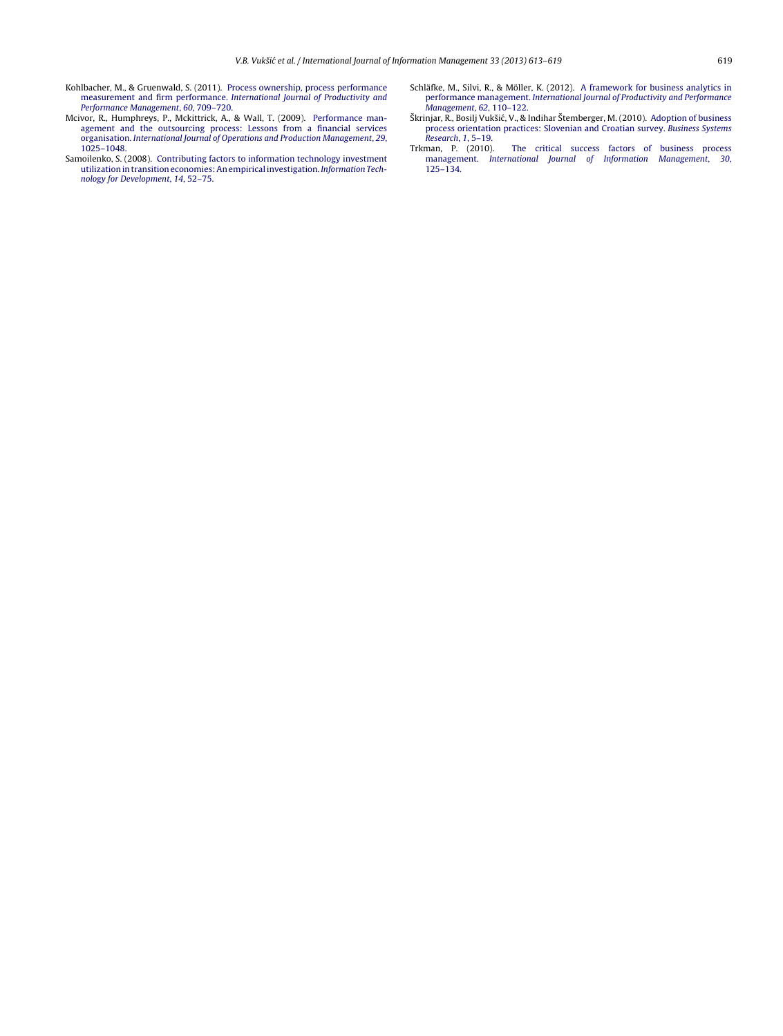Kohlbacher, M., & Gruenwald, S. (2011). Process ownership, process performance measurement and firm performance. *International Journal of Productivity and Performance Management*, *60*, 709–720.

Mcivor, R., Humphreys, P., Mckittrick, A., & Wall, T. (2009). Performance management and the outsourcing process: Lessons from a financial services organisation. *International Journal of Operations and Production Management*, *29*, 1025–1048.

Samoilenko, S. (2008). Contributing factors to information technology investment utilization in transition economies: An empirical investigation. *Information Technology for Development*, *14*, 52–75.

Schläfke, M., Silvi, R., & Möller, K. (2012). A framework for business analytics in performance management. *International Journal of Productivity and Performance Management*, *62*, 110–122.

Škrinjar, R., Bosilj Vukšić, V., & Indihar Štemberger, M. (2010). Adoption of business process orientation practices: Slovenian and Croatian survey. *Business Systems Research*, *1*, 5–19.

Trkman, P. (2010). The critical success factors of business process management. *International Journal of Information Management*, *30*, 125–134.